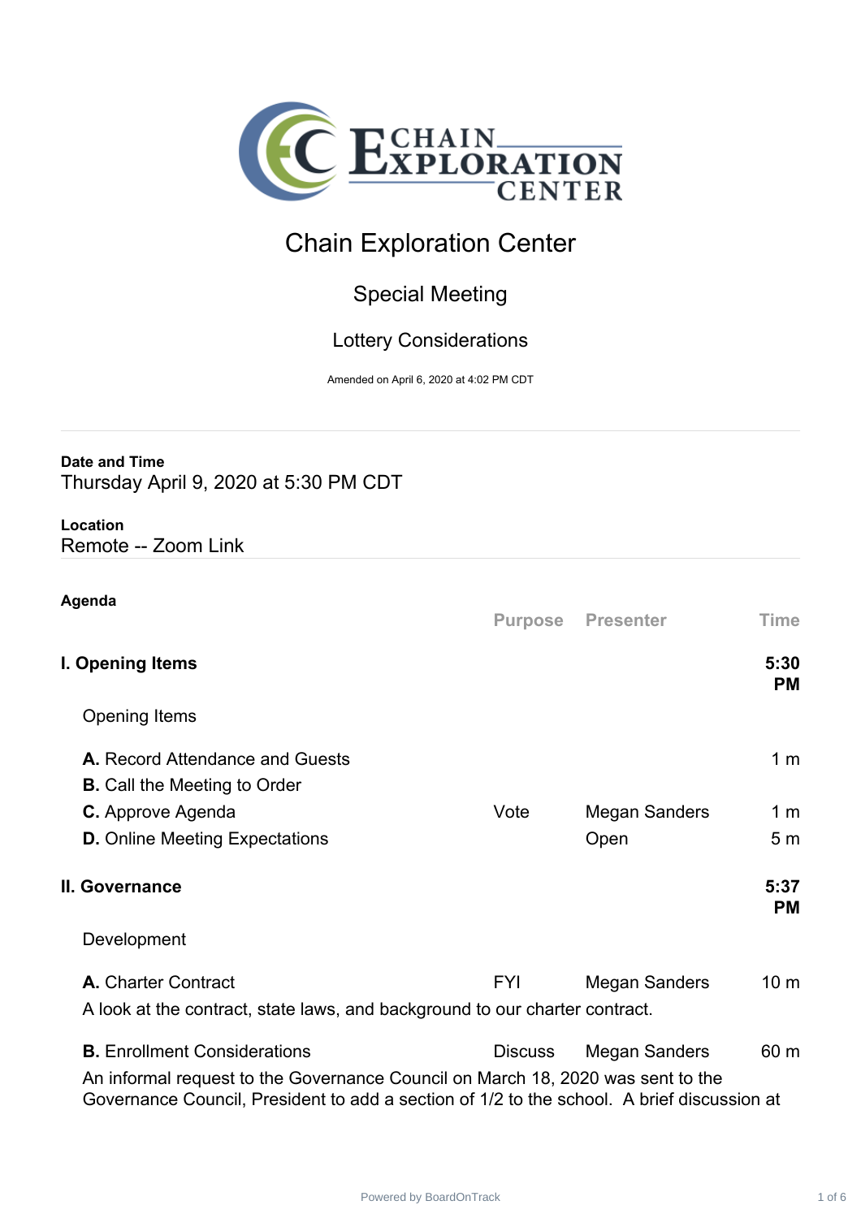# Chain Exploration Center

## Special Meeting

### Lottery Considerations

Amended on April 6, 2020 at 4:02 PM CDT

**Date and Time**
Thursday April 9, 2020 at 5:30 PM CDT

**Location**
Remote -- Zoom Link

**Agenda**

| | Purpose | Presenter | Time |
|---|---|---|---|
| **I. Opening Items** | | | **5:30 PM** |
| Opening Items | | | |
| **A.** Record Attendance and Guests | | | 1 m |
| **B.** Call the Meeting to Order | | | |
| **C.** Approve Agenda | Vote | Megan Sanders | 1 m |
| **D.** Online Meeting Expectations | | Open | 5 m |
| **II. Governance** | | | **5:37 PM** |
| Development | | | |
| **A.** Charter Contract | FYI | Megan Sanders | 10 m |
| A look at the contract, state laws, and background to our charter contract. | | | |
| **B.** Enrollment Considerations | Discuss | Megan Sanders | 60 m |

An informal request to the Governance Council on March 18, 2020 was sent to the Governance Council, President to add a section of 1/2 to the school. A brief discussion at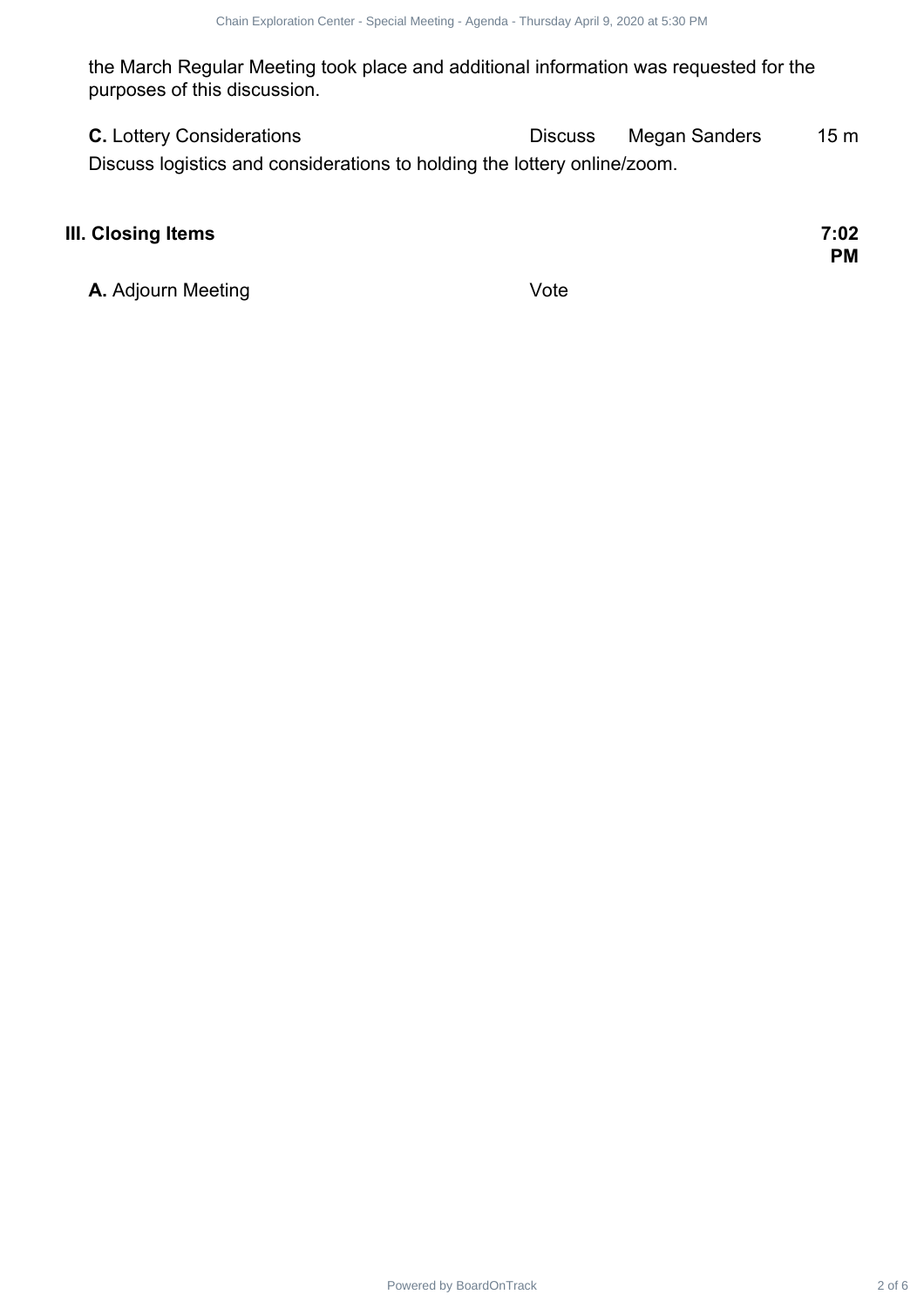the March Regular Meeting took place and additional information was requested for the purposes of this discussion.

| | | | |
|---|---|---|---|
| **C.** Lottery Considerations | Discuss | Megan Sanders | 15 m |

Discuss logistics and considerations to holding the lottery online/zoom.

## III. Closing Items **7:02 PM**

| | |
|---|---|
| **A.** Adjourn Meeting | Vote |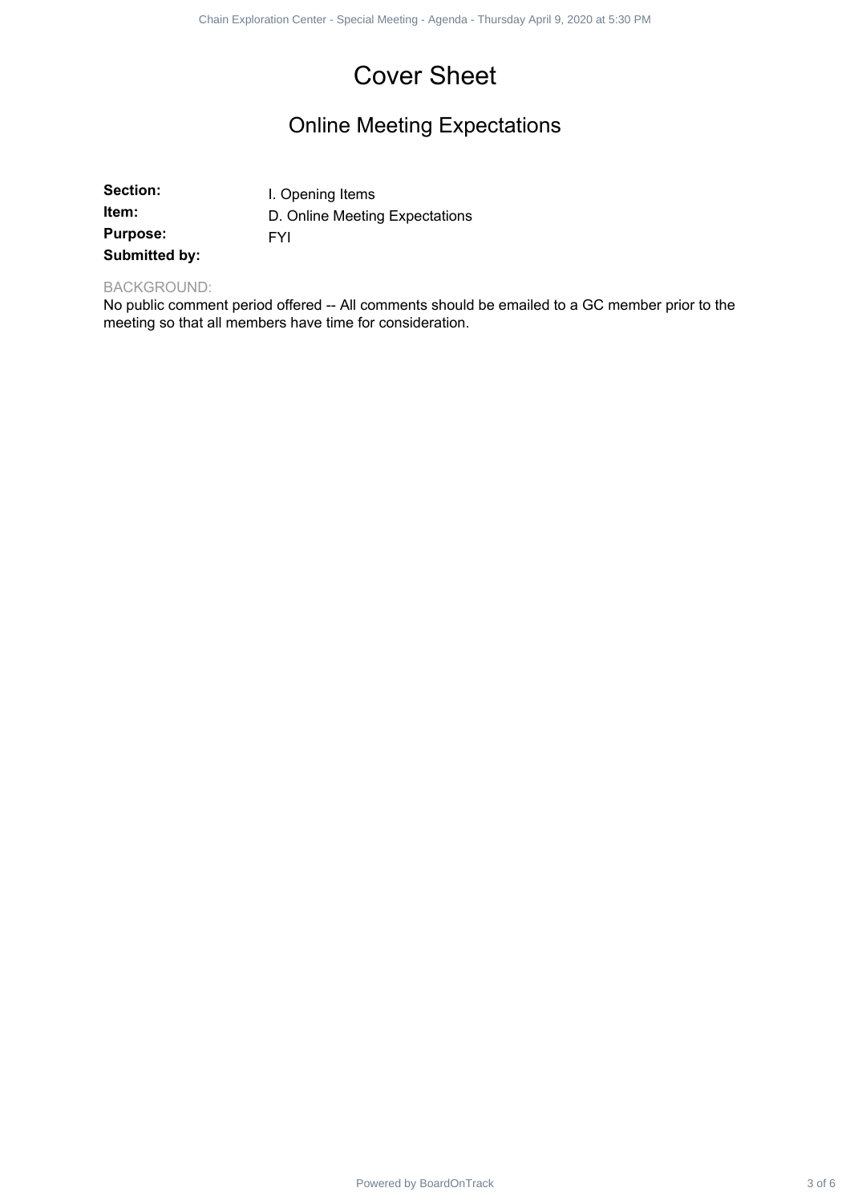# Cover Sheet

## Online Meeting Expectations

**Section:** I. Opening Items
**Item:** D. Online Meeting Expectations
**Purpose:** FYI
**Submitted by:**

BACKGROUND:
No public comment period offered -- All comments should be emailed to a GC member prior to the meeting so that all members have time for consideration.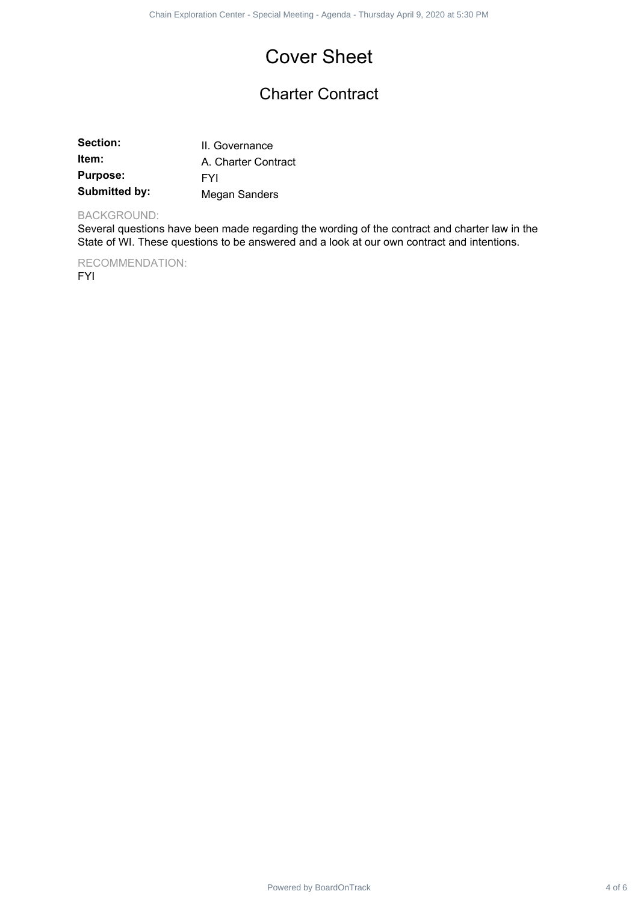# Cover Sheet

## Charter Contract

**Section:** II. Governance
**Item:** A. Charter Contract
**Purpose:** FYI
**Submitted by:** Megan Sanders

BACKGROUND:

Several questions have been made regarding the wording of the contract and charter law in the State of WI. These questions to be answered and a look at our own contract and intentions.

RECOMMENDATION:

FYI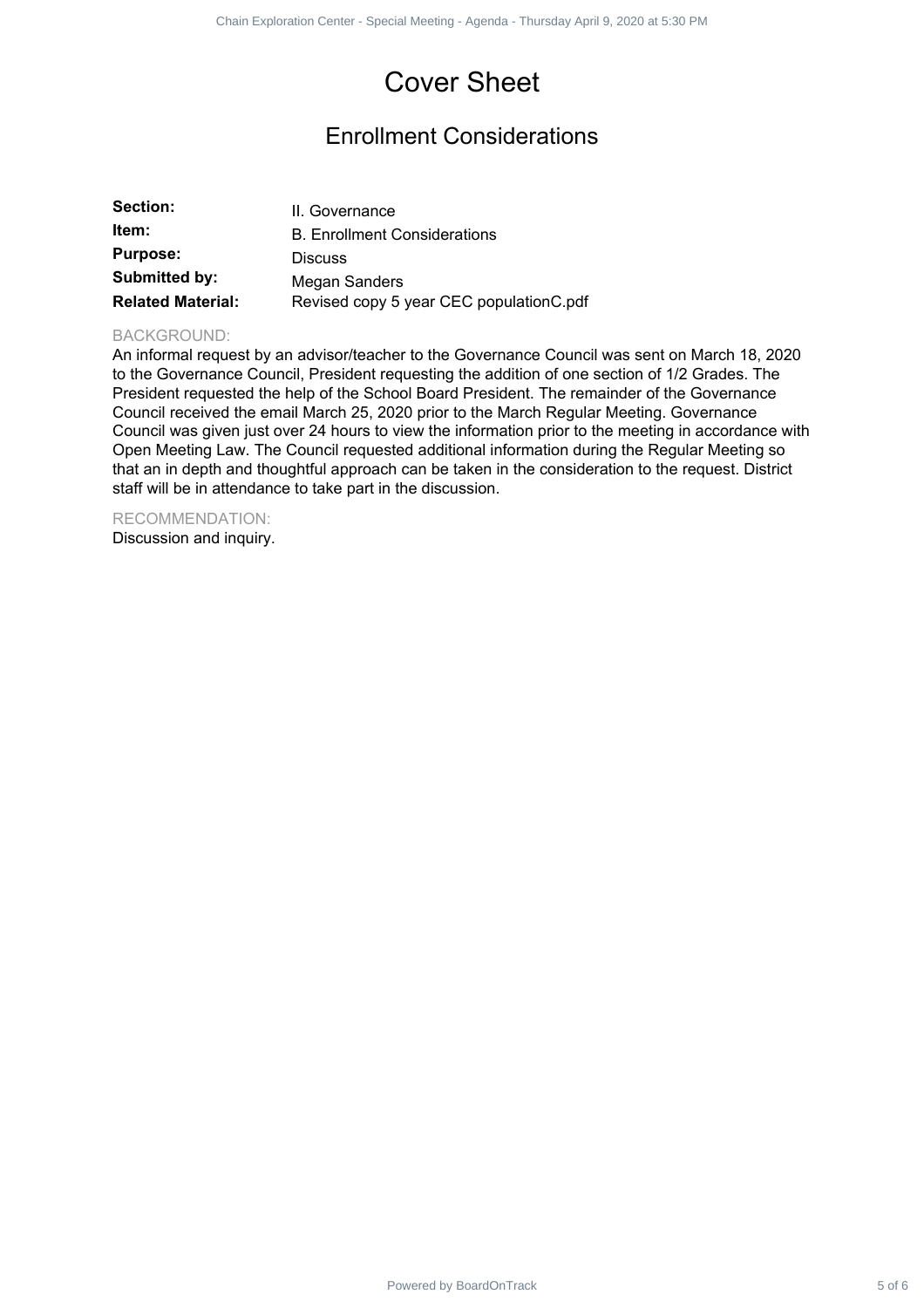# Cover Sheet

## Enrollment Considerations

| | |
|---|---|
| **Section:** | II. Governance |
| **Item:** | B. Enrollment Considerations |
| **Purpose:** | Discuss |
| **Submitted by:** | Megan Sanders |
| **Related Material:** | Revised copy 5 year CEC populationC.pdf |

BACKGROUND:

An informal request by an advisor/teacher to the Governance Council was sent on March 18, 2020 to the Governance Council, President requesting the addition of one section of 1/2 Grades. The President requested the help of the School Board President. The remainder of the Governance Council received the email March 25, 2020 prior to the March Regular Meeting. Governance Council was given just over 24 hours to view the information prior to the meeting in accordance with Open Meeting Law. The Council requested additional information during the Regular Meeting so that an in depth and thoughtful approach can be taken in the consideration to the request. District staff will be in attendance to take part in the discussion.

RECOMMENDATION:

Discussion and inquiry.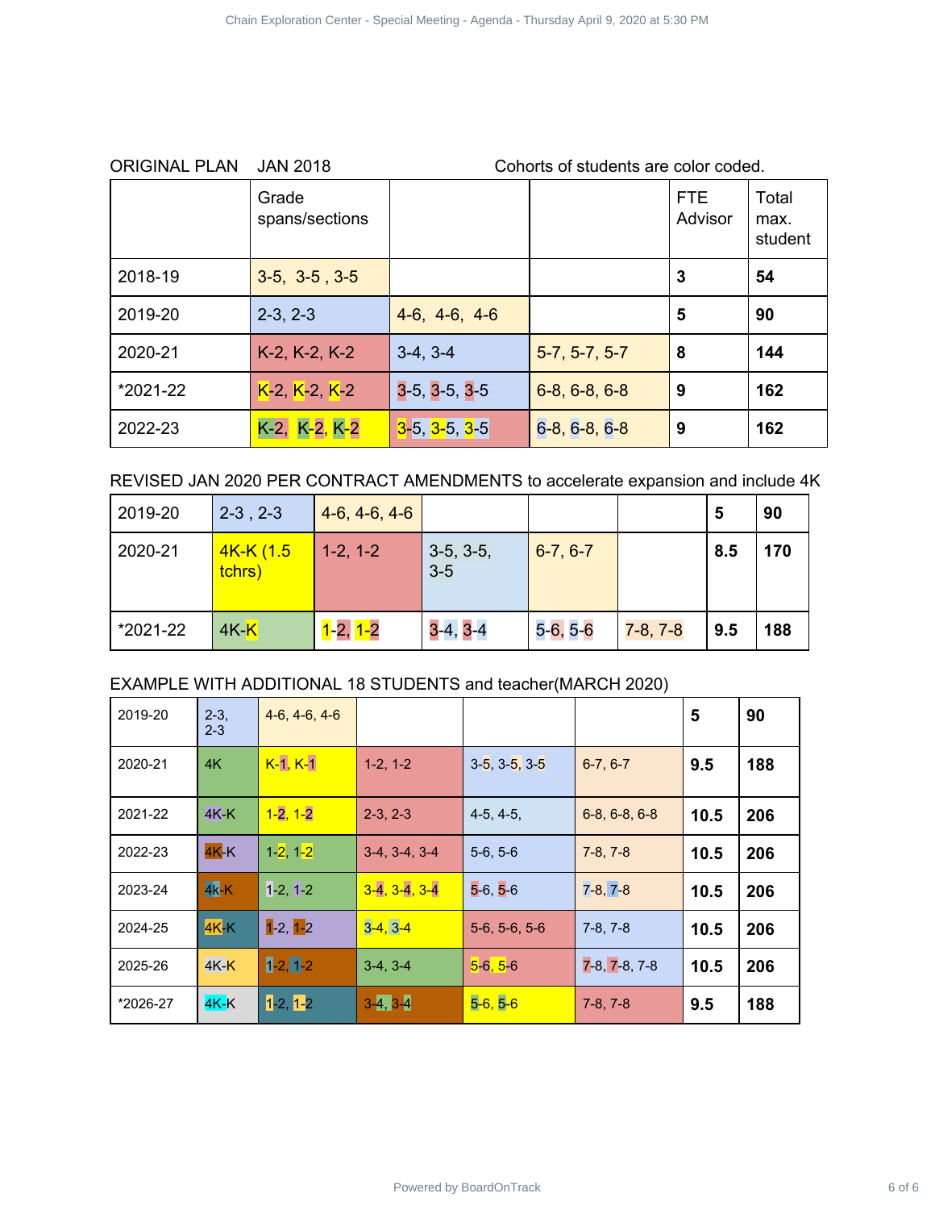ORIGINAL PLAN JAN 2018 Cohorts of students are color coded.

| | Grade spans/sections | | | FTE Advisor | Total max. student |
|---|---|---|---|---|---|
| 2018-19 | 3-5, 3-5 , 3-5 | | | **3** | **54** |
| 2019-20 | 2-3, 2-3 | 4-6, 4-6, 4-6 | | **5** | **90** |
| 2020-21 | K-2, K-2, K-2 | 3-4, 3-4 | 5-7, 5-7, 5-7 | **8** | **144** |
| *2021-22 | K-2, K-2, K-2 | 3-5, 3-5, 3-5 | 6-8, 6-8, 6-8 | **9** | **162** |
| 2022-23 | K-2, K-2, K-2 | 3-5, 3-5, 3-5 | 6-8, 6-8, 6-8 | **9** | **162** |

REVISED JAN 2020 PER CONTRACT AMENDMENTS to accelerate expansion and include 4K

| | | | | | | | |
|---|---|---|---|---|---|---|---|
| 2019-20 | 2-3 , 2-3 | 4-6, 4-6, 4-6 | | | | **5** | **90** |
| 2020-21 | 4K-K (1.5 tchrs) | 1-2, 1-2 | 3-5, 3-5, 3-5 | 6-7, 6-7 | | **8.5** | **170** |
| *2021-22 | 4K-K | 1-2, 1-2 | 3-4, 3-4 | 5-6, 5-6 | 7-8, 7-8 | **9.5** | **188** |

EXAMPLE WITH ADDITIONAL 18 STUDENTS and teacher(MARCH 2020)

| | | | | | | | |
|---|---|---|---|---|---|---|---|
| 2019-20 | 2-3, 2-3 | 4-6, 4-6, 4-6 | | | | **5** | **90** |
| 2020-21 | 4K | K-1, K-1 | 1-2, 1-2 | 3-5, 3-5, 3-5 | 6-7, 6-7 | **9.5** | **188** |
| 2021-22 | 4K-K | 1-2, 1-2 | 2-3, 2-3 | 4-5, 4-5, | 6-8, 6-8, 6-8 | **10.5** | **206** |
| 2022-23 | 4K-K | 1-2, 1-2 | 3-4, 3-4, 3-4 | 5-6, 5-6 | 7-8, 7-8 | **10.5** | **206** |
| 2023-24 | 4k-K | 1-2, 1-2 | 3-4, 3-4, 3-4 | 5-6, 5-6 | 7-8, 7-8 | **10.5** | **206** |
| 2024-25 | 4K-K | 1-2, 1-2 | 3-4, 3-4 | 5-6, 5-6, 5-6 | 7-8, 7-8 | **10.5** | **206** |
| 2025-26 | 4K-K | 1-2, 1-2 | 3-4, 3-4 | 5-6, 5-6 | 7-8, 7-8, 7-8 | **10.5** | **206** |
| *2026-27 | 4K-K | 1-2, 1-2 | 3-4, 3-4 | 5-6, 5-6 | 7-8, 7-8 | **9.5** | **188** |